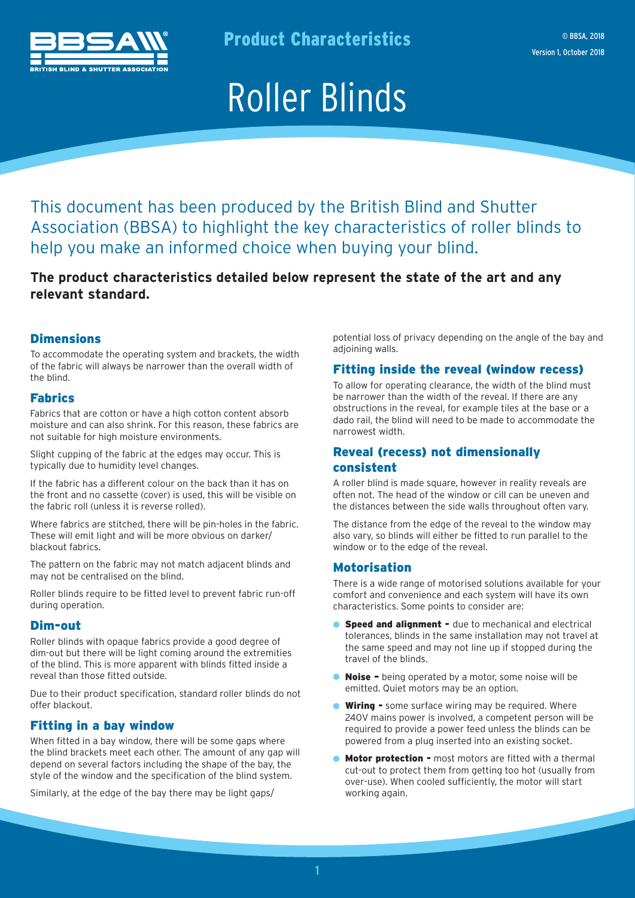Product Characteristics

© BBSA, 2018
Version 1, October 2018

# Roller Blinds

This document has been produced by the British Blind and Shutter Association (BBSA) to highlight the key characteristics of roller blinds to help you make an informed choice when buying your blind.

**The product characteristics detailed below represent the state of the art and any relevant standard.**

## Dimensions

To accommodate the operating system and brackets, the width of the fabric will always be narrower than the overall width of the blind.

## Fabrics

Fabrics that are cotton or have a high cotton content absorb moisture and can also shrink. For this reason, these fabrics are not suitable for high moisture environments.

Slight cupping of the fabric at the edges may occur. This is typically due to humidity level changes.

If the fabric has a different colour on the back than it has on the front and no cassette (cover) is used, this will be visible on the fabric roll (unless it is reverse rolled).

Where fabrics are stitched, there will be pin-holes in the fabric. These will emit light and will be more obvious on darker/blackout fabrics.

The pattern on the fabric may not match adjacent blinds and may not be centralised on the blind.

Roller blinds require to be fitted level to prevent fabric run-off during operation.

## Dim-out

Roller blinds with opaque fabrics provide a good degree of dim-out but there will be light coming around the extremities of the blind. This is more apparent with blinds fitted inside a reveal than those fitted outside.

Due to their product specification, standard roller blinds do not offer blackout.

## Fitting in a bay window

When fitted in a bay window, there will be some gaps where the blind brackets meet each other. The amount of any gap will depend on several factors including the shape of the bay, the style of the window and the specification of the blind system.

Similarly, at the edge of the bay there may be light gaps/potential loss of privacy depending on the angle of the bay and adjoining walls.

## Fitting inside the reveal (window recess)

To allow for operating clearance, the width of the blind must be narrower than the width of the reveal. If there are any obstructions in the reveal, for example tiles at the base or a dado rail, the blind will need to be made to accommodate the narrowest width.

## Reveal (recess) not dimensionally consistent

A roller blind is made square, however in reality reveals are often not. The head of the window or cill can be uneven and the distances between the side walls throughout often vary.

The distance from the edge of the reveal to the window may also vary, so blinds will either be fitted to run parallel to the window or to the edge of the reveal.

## Motorisation

There is a wide range of motorised solutions available for your comfort and convenience and each system will have its own characteristics. Some points to consider are:

- **Speed and alignment -** due to mechanical and electrical tolerances, blinds in the same installation may not travel at the same speed and may not line up if stopped during the travel of the blinds.
- **Noise -** being operated by a motor, some noise will be emitted. Quiet motors may be an option.
- **Wiring -** some surface wiring may be required. Where 240V mains power is involved, a competent person will be required to provide a power feed unless the blinds can be powered from a plug inserted into an existing socket.
- **Motor protection -** most motors are fitted with a thermal cut-out to protect them from getting too hot (usually from over-use). When cooled sufficiently, the motor will start working again.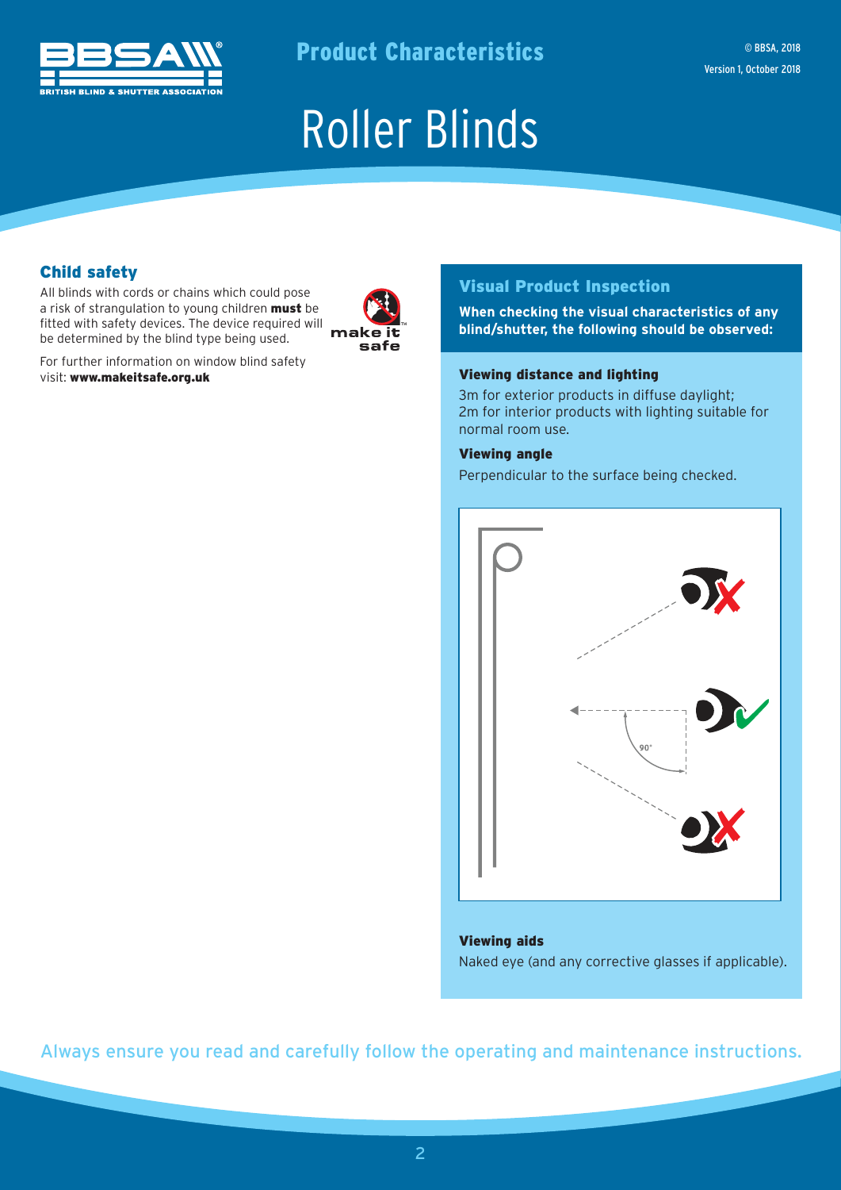Product Characteristics

© BBSA, 2018
Version 1, October 2018

# Roller Blinds

## Child safety

All blinds with cords or chains which could pose a risk of strangulation to young children **must** be fitted with safety devices. The device required will be determined by the blind type being used.

For further information on window blind safety visit: **www.makeitsafe.org.uk**

## Visual Product Inspection

**When checking the visual characteristics of any blind/shutter, the following should be observed:**

### Viewing distance and lighting

3m for exterior products in diffuse daylight;
2m for interior products with lighting suitable for normal room use.

### Viewing angle

Perpendicular to the surface being checked.

90°

### Viewing aids

Naked eye (and any corrective glasses if applicable).

Always ensure you read and carefully follow the operating and maintenance instructions.